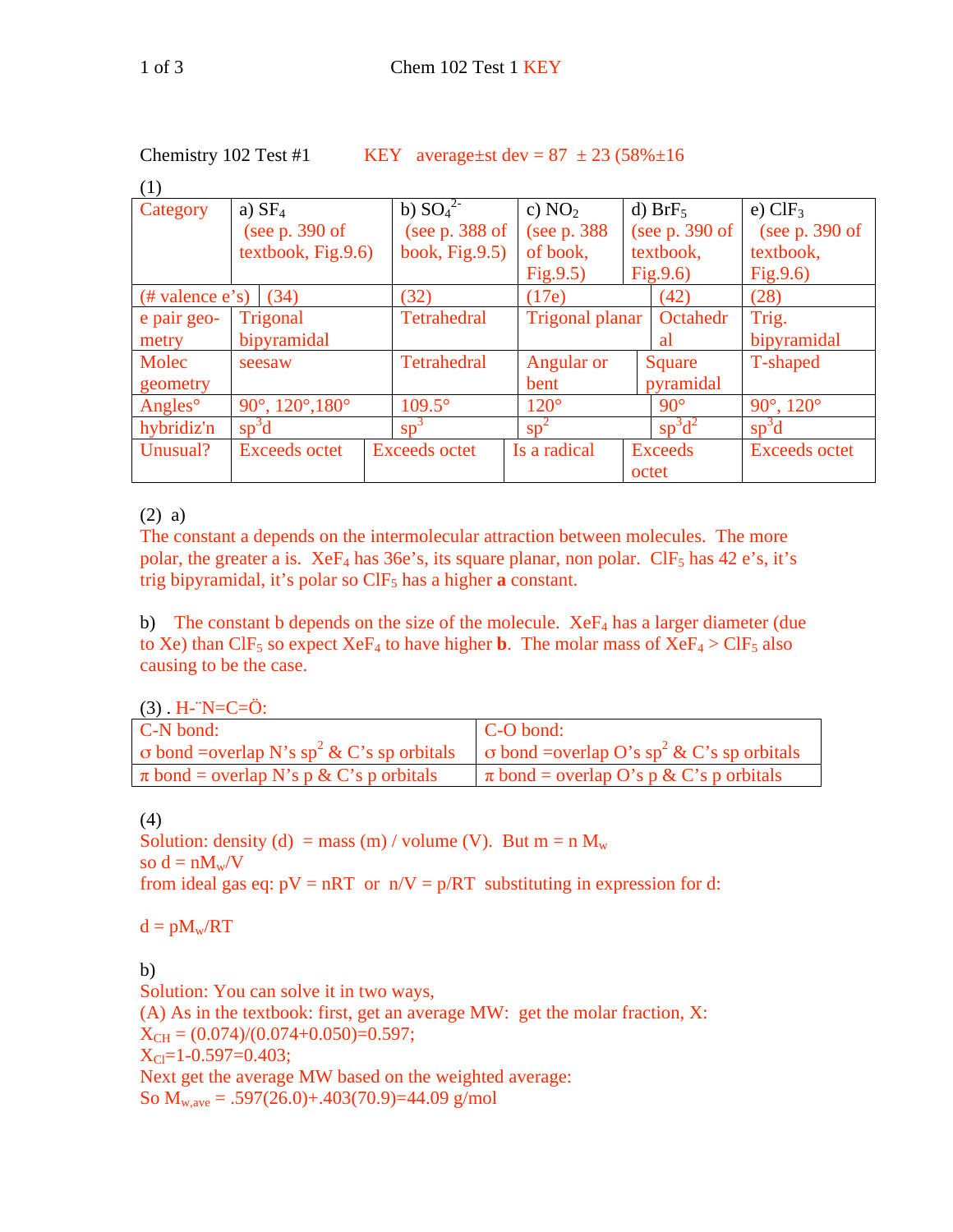Chemistry 102 Test #1 KEY average±st dev = 87 ± 23 (58%±16

(1)

| Category | a) $SF_4$ (see p. 390 of textbook, Fig.9.6) | b) $SO_4^{2-}$ (see p. 388 of book, Fig.9.5) | c) $NO_2$ (see p. 388 of book, Fig.9.5) | d) $BrF_5$ (see p. 390 of textbook, Fig.9.6) | e) $ClF_3$ (see p. 390 of textbook, Fig.9.6) |
|---|---|---|---|---|---|
| (# valence e's) | (34) | (32) | (17e) | (42) | (28) |
| e pair geometry | Trigonal bipyramidal | Tetrahedral | Trigonal planar | Octahedral | Trig. bipyramidal |
| Molec geometry | seesaw | Tetrahedral | Angular or bent | Square pyramidal | T-shaped |
| Angles° | 90°, 120°,180° | 109.5° | 120° | 90° | 90°, 120° |
| hybridiz'n | $sp^3d$ | $sp^3$ | $sp^2$ | $sp^3d^2$ | $sp^3d$ |
| Unusual? | Exceeds octet | Exceeds octet | Is a radical | Exceeds octet | Exceeds octet |

(2) a)
The constant a depends on the intermolecular attraction between molecules. The more polar, the greater a is. $XeF_4$ has 36e's, its square planar, non polar. $ClF_5$ has 42 e's, it's trig bipyramidal, it's polar so $ClF_5$ has a higher **a** constant.

b) The constant b depends on the size of the molecule. $XeF_4$ has a larger diameter (due to Xe) than $ClF_5$ so expect $XeF_4$ to have higher **b**. The molar mass of $XeF_4$ > $ClF_5$ also causing to be the case.

(3) . H-N̈=C=Ö:

| C-N bond: σ bond =overlap N's $sp^2$ & C's sp orbitals | C-O bond: σ bond =overlap O's $sp^2$ & C's sp orbitals |
|---|---|
| π bond = overlap N's p & C's p orbitals | π bond = overlap O's p & C's p orbitals |

(4)
Solution: density (d) = mass (m) / volume (V). But $m = n M_w$
so $d = nM_w/V$
from ideal gas eq: $pV = nRT$ or $n/V = p/RT$ substituting in expression for d:

$d = pM_w/RT$

b)
Solution: You can solve it in two ways,
(A) As in the textbook: first, get an average MW: get the molar fraction, X:
$X_{CH} = (0.074)/(0.074+0.050)=0.597$;
$X_{Cl}=1-0.597=0.403$;
Next get the average MW based on the weighted average:
So $M_{w,ave} = .597(26.0)+.403(70.9)=44.09$ g/mol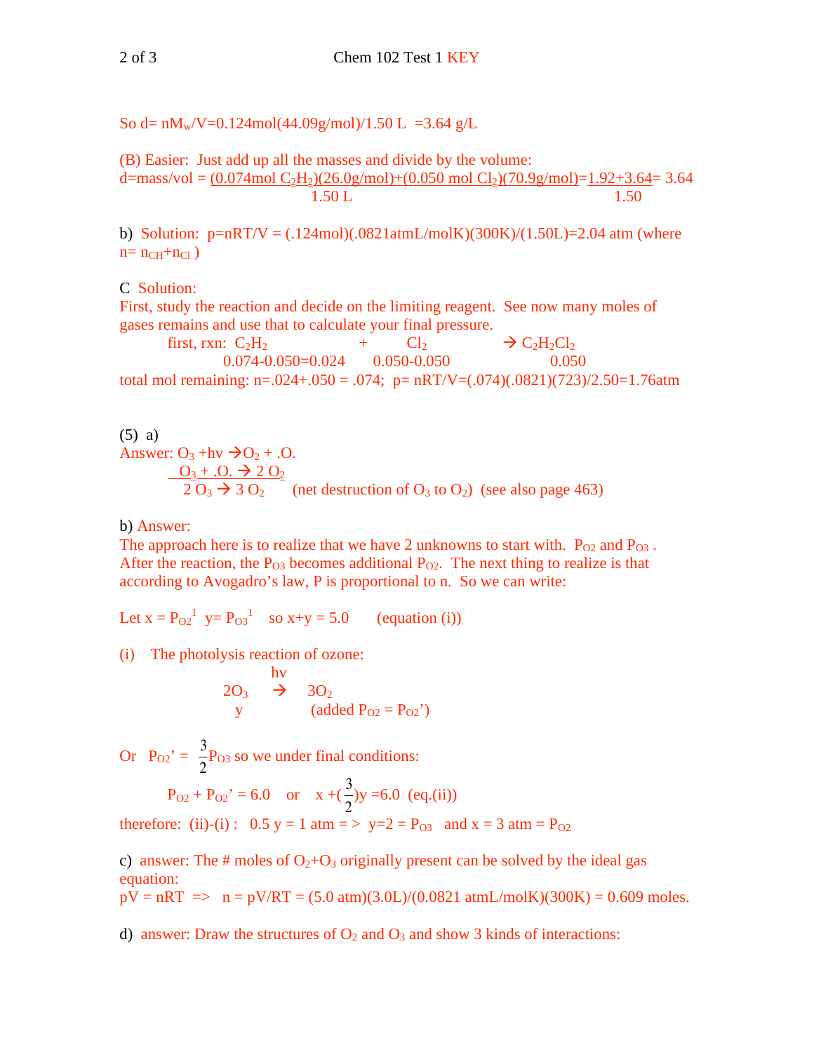So $d = nM_w/V = 0.124\text{mol}(44.09\text{g/mol})/1.50\text{ L} = 3.64\text{ g/L}$

(B) Easier: Just add up all the masses and divide by the volume:

$$d = \text{mass/vol} = \frac{(0.074\text{mol } C_2H_2)(26.0\text{g/mol}) + (0.050\text{ mol } Cl_2)(70.9\text{g/mol})}{1.50\text{ L}} = \frac{1.92+3.64}{1.50} = 3.64$$

b) Solution: $p = nRT/V = (.124\text{mol})(.0821\text{atmL/molK})(300\text{K})/(1.50\text{L}) = 2.04$ atm (where $n = n_{CH} + n_{Cl}$ )

C Solution:

First, study the reaction and decide on the limiting reagent. See now many moles of gases remains and use that to calculate your final pressure.

| first, rxn: | $C_2H_2$ | + | $Cl_2$ | $\rightarrow C_2H_2Cl_2$ |
|---|---|---|---|---|
| | 0.074-0.050=0.024 | | 0.050-0.050 | 0.050 |

total mol remaining: $n = .024 + .050 = .074$; $p = nRT/V = (.074)(.0821)(723)/2.50 = 1.76$atm

(5) a)

Answer: $O_3 + h\nu \rightarrow O_2 + .O.$

$O_3 + .O. \rightarrow 2\ O_2$

$2\ O_3 \rightarrow 3\ O_2$ (net destruction of $O_3$ to $O_2$) (see also page 463)

b) Answer:

The approach here is to realize that we have 2 unknowns to start with. $P_{O2}$ and $P_{O3}$. After the reaction, the $P_{O3}$ becomes additional $P_{O2}$. The next thing to realize is that according to Avogadro's law, P is proportional to n. So we can write:

Let $x = P_{O2}{}^1$ $y = P_{O3}{}^1$ so $x+y = 5.0$ (equation (i))

(i) The photolysis reaction of ozone:

$$2O_3 \xrightarrow{h\nu} 3O_2$$

$y$ (added $P_{O2} = P_{O2}'$)

Or $P_{O2}' = \frac{3}{2}P_{O3}$ so we under final conditions:

$P_{O2} + P_{O2}' = 6.0$ or $x + (\frac{3}{2})y = 6.0$ (eq.(ii))

therefore: (ii)-(i) : $0.5\ y = 1$ atm => $y = 2 = P_{O3}$ and $x = 3$ atm $= P_{O2}$

c) answer: The # moles of $O_2 + O_3$ originally present can be solved by the ideal gas equation:

$pV = nRT$ => $n = pV/RT = (5.0\text{ atm})(3.0\text{L})/(0.0821\text{ atmL/molK})(300\text{K}) = 0.609$ moles.

d) answer: Draw the structures of $O_2$ and $O_3$ and show 3 kinds of interactions: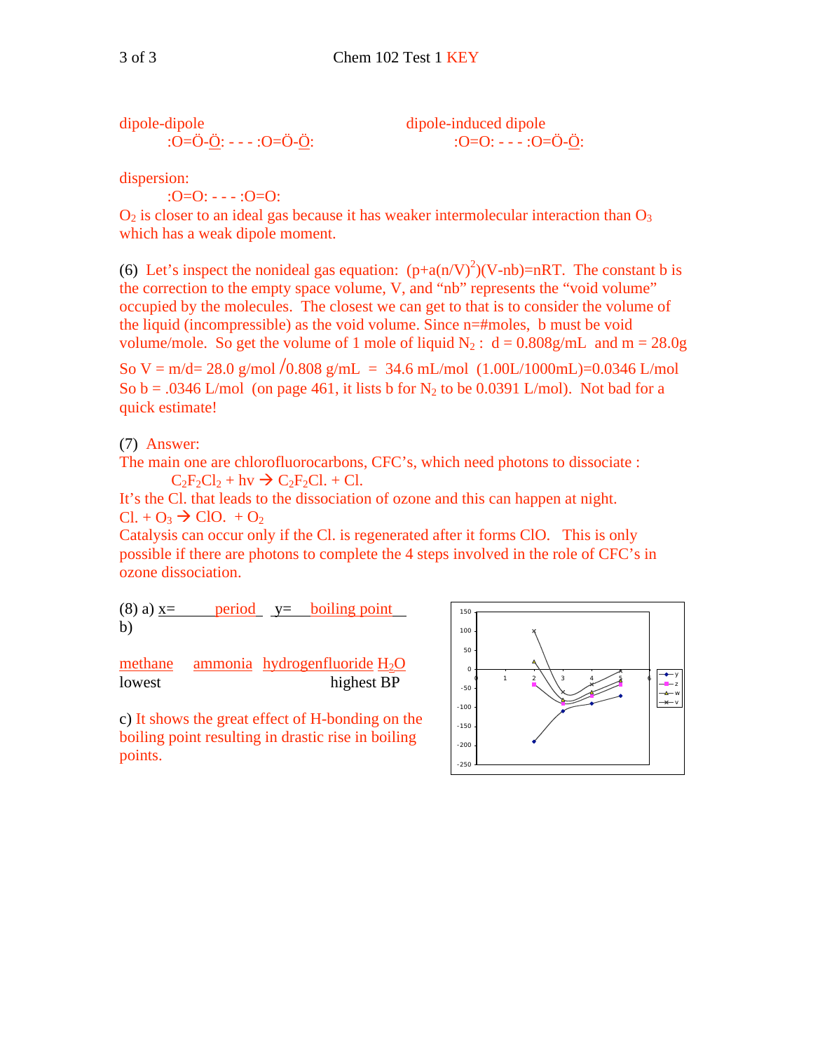dipole-dipole

:O=Ö-Ö: - - - :O=Ö-Ö:

dipole-induced dipole

:O=O: - - - :O=Ö-Ö:

dispersion:

:O=O: - - - :O=O:

$O_2$ is closer to an ideal gas because it has weaker intermolecular interaction than $O_3$ which has a weak dipole moment.

(6) Let's inspect the nonideal gas equation: $(p+a(n/V)^2)(V-nb)=nRT$. The constant b is the correction to the empty space volume, V, and "nb" represents the "void volume" occupied by the molecules. The closest we can get to that is to consider the volume of the liquid (incompressible) as the void volume. Since n=#moles, b must be void volume/mole. So get the volume of 1 mole of liquid $N_2$: d = 0.808g/mL and m = 28.0g

So V = m/d= 28.0 g/mol /0.808 g/mL = 34.6 mL/mol (1.00L/1000mL)=0.0346 L/mol

So b = .0346 L/mol (on page 461, it lists b for $N_2$ to be 0.0391 L/mol). Not bad for a quick estimate!

(7) Answer:

The main one are chlorofluorocarbons, CFC's, which need photons to dissociate :

$C_2F_2Cl_2 + h\nu \rightarrow C_2F_2Cl. + Cl.$

It's the Cl. that leads to the dissociation of ozone and this can happen at night.

$Cl. + O_3 \rightarrow ClO. + O_2$

Catalysis can occur only if the Cl. is regenerated after it forms ClO. This is only possible if there are photons to complete the 4 steps involved in the role of CFC's in ozone dissociation.

(8) a) x= period y= boiling point

b)

methane ammonia hydrogenfluoride $H_2O$

lowest highest BP

150
100
50
0
-50
-100
-150
-200
-250
0 1 2 3 4 5 6
y
z
w
v

c) It shows the great effect of H-bonding on the boiling point resulting in drastic rise in boiling points.